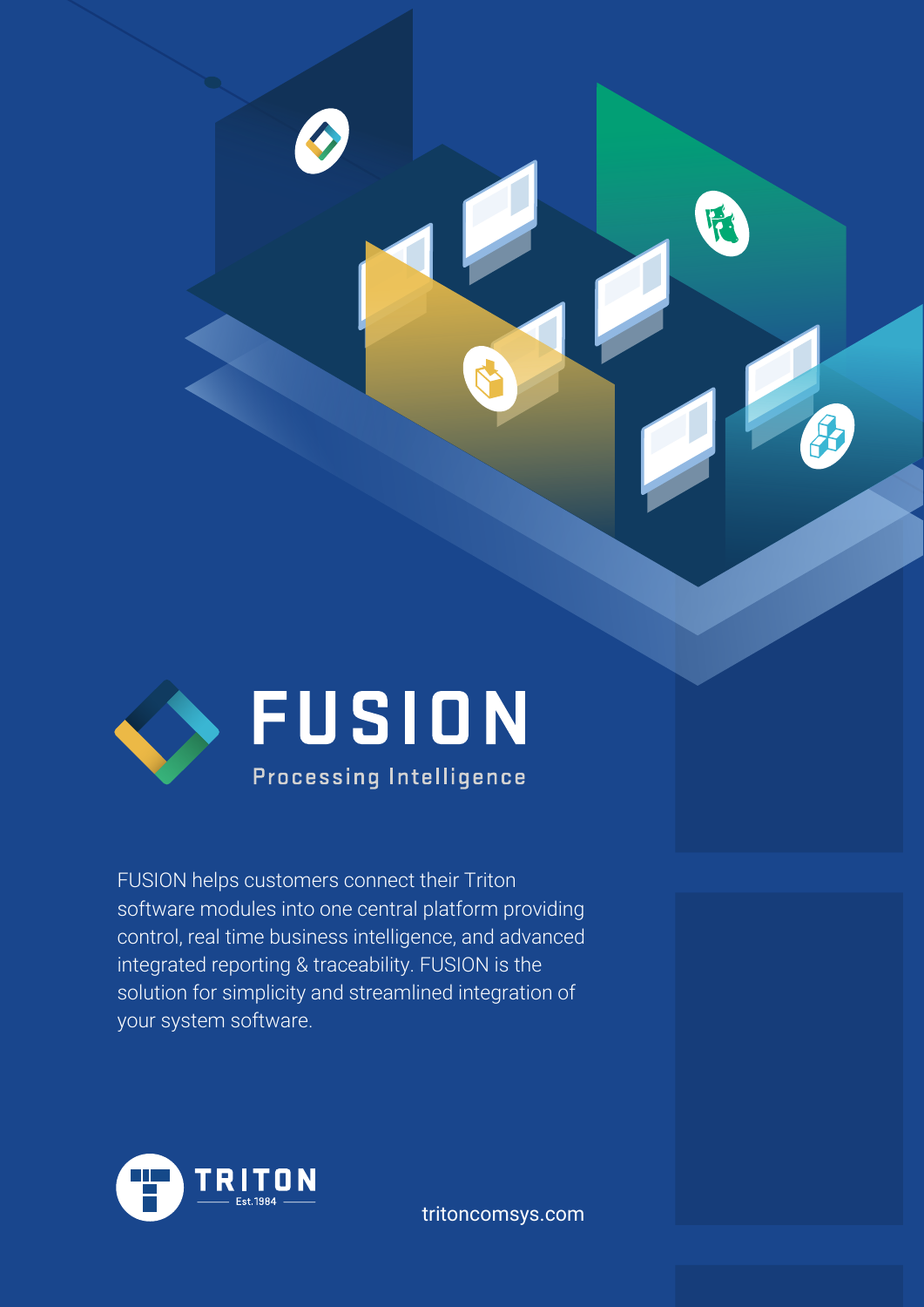# FUSION

Processing Intelligence

FUSION helps customers connect their Triton software modules into one central platform providing control, real time business intelligence, and advanced integrated reporting & traceability. FUSION is the solution for simplicity and streamlined integration of your system software.

TRITON Est.1984

tritoncomsys.com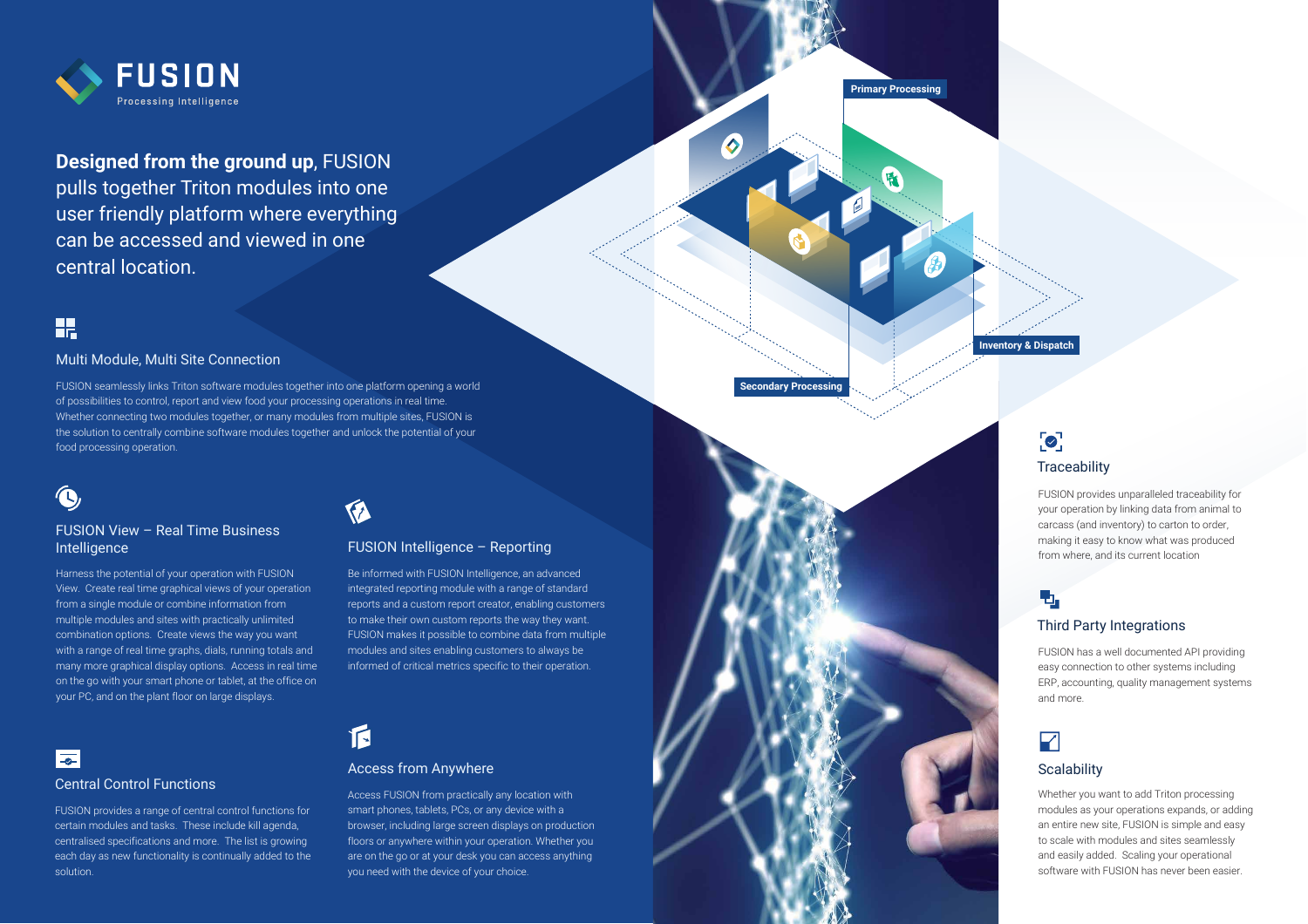# FUSION

Processing Intelligence

**Designed from the ground up**, FUSION pulls together Triton modules into one user friendly platform where everything can be accessed and viewed in one central location.

## Multi Module, Multi Site Connection

FUSION seamlessly links Triton software modules together into one platform opening a world of possibilities to control, report and view food your processing operations in real time. Whether connecting two modules together, or many modules from multiple sites, FUSION is the solution to centrally combine software modules together and unlock the potential of your food processing operation.

## FUSION View – Real Time Business Intelligence

Harness the potential of your operation with FUSION View. Create real time graphical views of your operation from a single module or combine information from multiple modules and sites with practically unlimited combination options. Create views the way you want with a range of real time graphs, dials, running totals and many more graphical display options. Access in real time on the go with your smart phone or tablet, at the office on your PC, and on the plant floor on large displays.

## FUSION Intelligence – Reporting

Be informed with FUSION Intelligence, an advanced integrated reporting module with a range of standard reports and a custom report creator, enabling customers to make their own custom reports the way they want. FUSION makes it possible to combine data from multiple modules and sites enabling customers to always be informed of critical metrics specific to their operation.

## Central Control Functions

FUSION provides a range of central control functions for certain modules and tasks. These include kill agenda, centralised specifications and more. The list is growing each day as new functionality is continually added to the solution.

## Access from Anywhere

Access FUSION from practically any location with smart phones, tablets, PCs, or any device with a browser, including large screen displays on production floors or anywhere within your operation. Whether you are on the go or at your desk you can access anything you need with the device of your choice.

Primary Processing

Secondary Processing

Inventory & Dispatch

## Traceability

FUSION provides unparalleled traceability for your operation by linking data from animal to carcass (and inventory) to carton to order, making it easy to know what was produced from where, and its current location

## Third Party Integrations

FUSION has a well documented API providing easy connection to other systems including ERP, accounting, quality management systems and more.

## Scalability

Whether you want to add Triton processing modules as your operations expands, or adding an entire new site, FUSION is simple and easy to scale with modules and sites seamlessly and easily added. Scaling your operational software with FUSION has never been easier.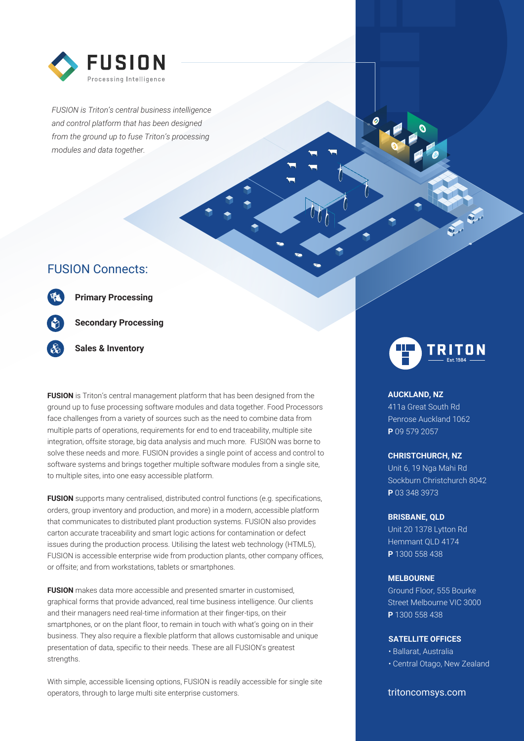# FUSION

Processing Intelligence

*FUSION is Triton's central business intelligence and control platform that has been designed from the ground up to fuse Triton's processing modules and data together.*

## FUSION Connects:

- **Primary Processing**
- **Secondary Processing**
- **Sales & Inventory**

**FUSION** is Triton's central management platform that has been designed from the ground up to fuse processing software modules and data together. Food Processors face challenges from a variety of sources such as the need to combine data from multiple parts of operations, requirements for end to end traceability, multiple site integration, offsite storage, big data analysis and much more. FUSION was borne to solve these needs and more. FUSION provides a single point of access and control to software systems and brings together multiple software modules from a single site, to multiple sites, into one easy accessible platform.

**FUSION** supports many centralised, distributed control functions (e.g. specifications, orders, group inventory and production, and more) in a modern, accessible platform that communicates to distributed plant production systems. FUSION also provides carton accurate traceability and smart logic actions for contamination or defect issues during the production process. Utilising the latest web technology (HTML5), FUSION is accessible enterprise wide from production plants, other company offices, or offsite; and from workstations, tablets or smartphones.

**FUSION** makes data more accessible and presented smarter in customised, graphical forms that provide advanced, real time business intelligence. Our clients and their managers need real-time information at their finger-tips, on their smartphones, or on the plant floor, to remain in touch with what's going on in their business. They also require a flexible platform that allows customisable and unique presentation of data, specific to their needs. These are all FUSION's greatest strengths.

With simple, accessible licensing options, FUSION is readily accessible for single site operators, through to large multi site enterprise customers.

TRITON
Est.1984

**AUCKLAND, NZ**
411a Great South Rd
Penrose Auckland 1062
**P** 09 579 2057

**CHRISTCHURCH, NZ**
Unit 6, 19 Nga Mahi Rd
Sockburn Christchurch 8042
**P** 03 348 3973

**BRISBANE, QLD**
Unit 20 1378 Lytton Rd
Hemmant QLD 4174
**P** 1300 558 438

**MELBOURNE**
Ground Floor, 555 Bourke Street Melbourne VIC 3000
**P** 1300 558 438

**SATELLITE OFFICES**
- Ballarat, Australia
- Central Otago, New Zealand

tritoncomsys.com